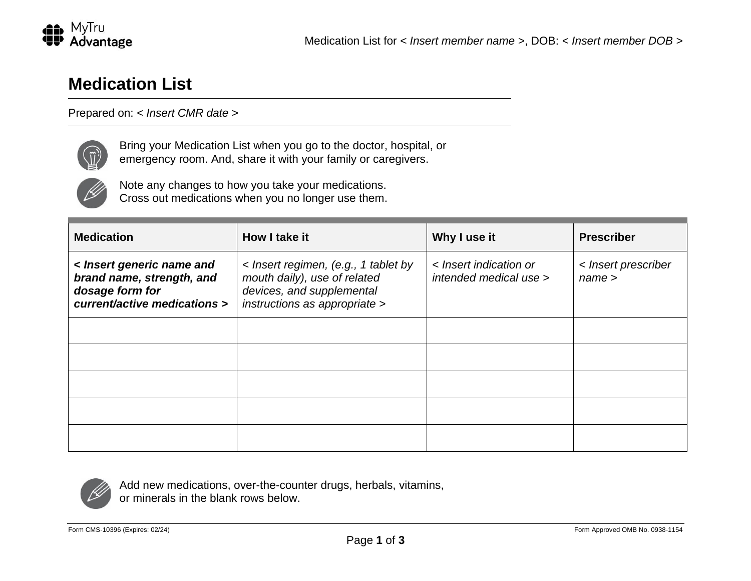Medication List for < *Insert member name* >, DOB: < *Insert member DOB* >

# Medication List

Prepared on: < *Insert CMR date* >

Bring your Medication List when you go to the doctor, hospital, or emergency room. And, share it with your family or caregivers.

Note any changes to how you take your medications.
Cross out medications when you no longer use them.

| Medication | How I take it | Why I use it | Prescriber |
|---|---|---|---|
| ***< Insert generic name and brand name, strength, and dosage form for current/active medications >*** | < *Insert regimen, (e.g., 1 tablet by mouth daily), use of related devices, and supplemental instructions as appropriate* > | < *Insert indication or intended medical use* > | < *Insert prescriber name* > |
| | | | |
| | | | |
| | | | |
| | | | |
| | | | |

Add new medications, over-the-counter drugs, herbals, vitamins, or minerals in the blank rows below.

Form CMS-10396 (Expires: 02/24)

Form Approved OMB No. 0938-1154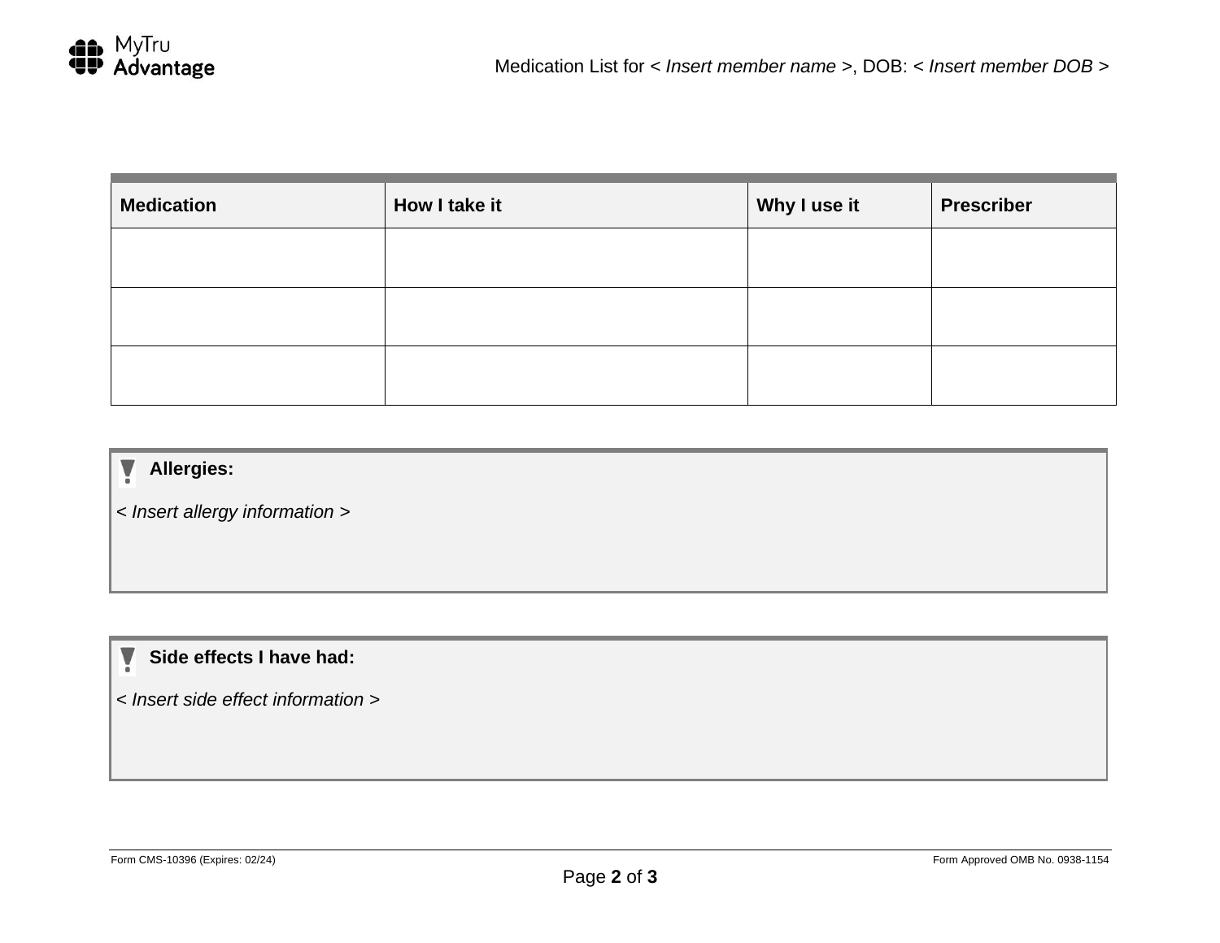Medication List for < *Insert member name* >, DOB: < *Insert member DOB* >

| Medication | How I take it | Why I use it | Prescriber |
| --- | --- | --- | --- |
| | | | |
| | | | |
| | | | |

**Allergies:**

< *Insert allergy information* >

**Side effects I have had:**

< *Insert side effect information* >

Form CMS-10396 (Expires: 02/24)

Form Approved OMB No. 0938-1154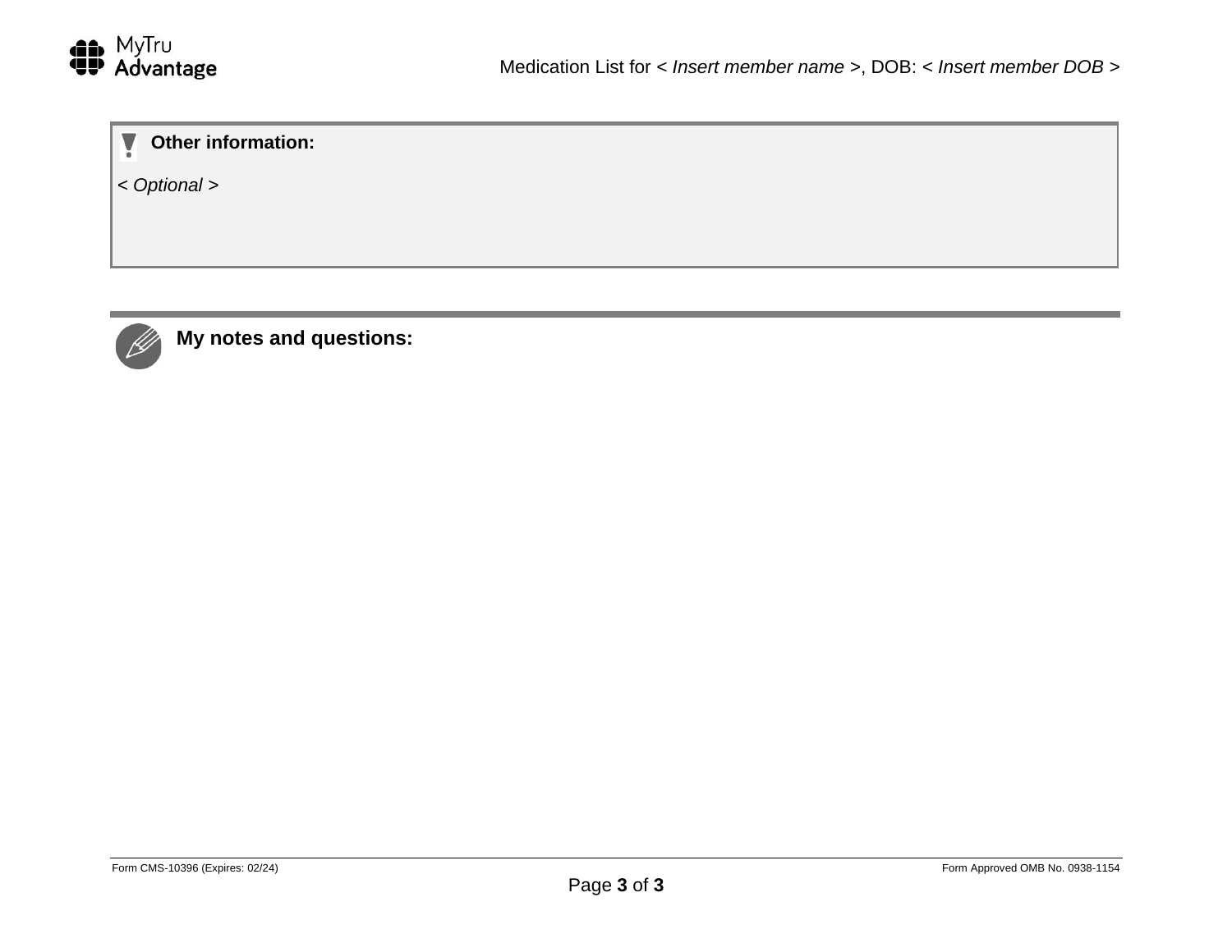**Other information:**

< *Optional* >

**My notes and questions:**